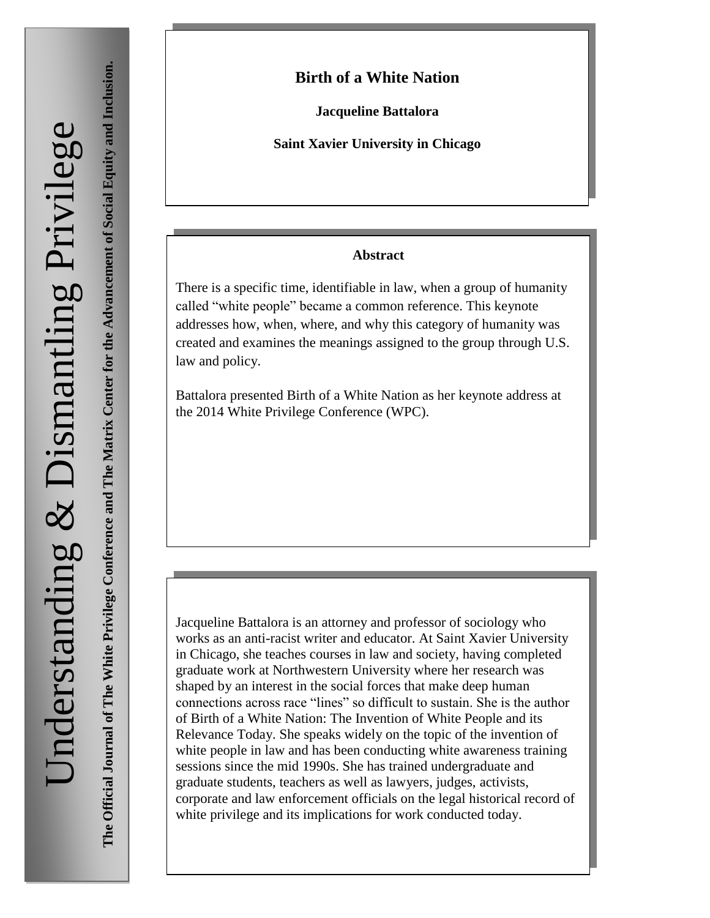# Birth of a White Nation

**Jacqueline Battalora**

**Saint Xavier University in Chicago**

## Abstract

There is a specific time, identifiable in law, when a group of humanity called “white people” became a common reference. This keynote addresses how, when, where, and why this category of humanity was created and examines the meanings assigned to the group through U.S. law and policy.

Battalora presented Birth of a White Nation as her keynote address at the 2014 White Privilege Conference (WPC).

Jacqueline Battalora is an attorney and professor of sociology who works as an anti-racist writer and educator. At Saint Xavier University in Chicago, she teaches courses in law and society, having completed graduate work at Northwestern University where her research was shaped by an interest in the social forces that make deep human connections across race “lines” so difficult to sustain. She is the author of Birth of a White Nation: The Invention of White People and its Relevance Today. She speaks widely on the topic of the invention of white people in law and has been conducting white awareness training sessions since the mid 1990s. She has trained undergraduate and graduate students, teachers as well as lawyers, judges, activists, corporate and law enforcement officials on the legal historical record of white privilege and its implications for work conducted today.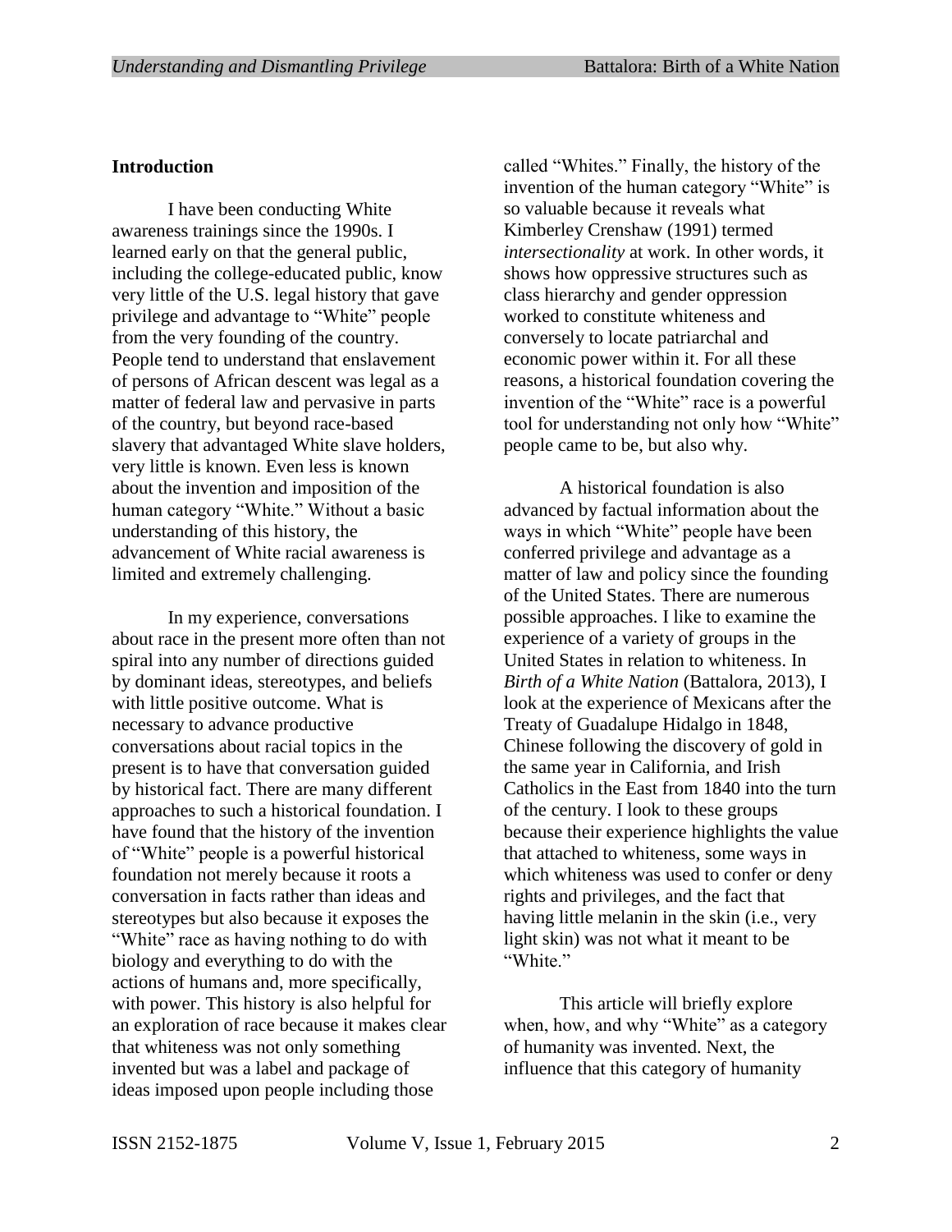## Introduction

I have been conducting White awareness trainings since the 1990s. I learned early on that the general public, including the college-educated public, know very little of the U.S. legal history that gave privilege and advantage to "White" people from the very founding of the country. People tend to understand that enslavement of persons of African descent was legal as a matter of federal law and pervasive in parts of the country, but beyond race-based slavery that advantaged White slave holders, very little is known. Even less is known about the invention and imposition of the human category "White." Without a basic understanding of this history, the advancement of White racial awareness is limited and extremely challenging.

In my experience, conversations about race in the present more often than not spiral into any number of directions guided by dominant ideas, stereotypes, and beliefs with little positive outcome. What is necessary to advance productive conversations about racial topics in the present is to have that conversation guided by historical fact. There are many different approaches to such a historical foundation. I have found that the history of the invention of "White" people is a powerful historical foundation not merely because it roots a conversation in facts rather than ideas and stereotypes but also because it exposes the "White" race as having nothing to do with biology and everything to do with the actions of humans and, more specifically, with power. This history is also helpful for an exploration of race because it makes clear that whiteness was not only something invented but was a label and package of ideas imposed upon people including those called "Whites." Finally, the history of the invention of the human category "White" is so valuable because it reveals what Kimberley Crenshaw (1991) termed *intersectionality* at work. In other words, it shows how oppressive structures such as class hierarchy and gender oppression worked to constitute whiteness and conversely to locate patriarchal and economic power within it. For all these reasons, a historical foundation covering the invention of the "White" race is a powerful tool for understanding not only how "White" people came to be, but also why.

A historical foundation is also advanced by factual information about the ways in which "White" people have been conferred privilege and advantage as a matter of law and policy since the founding of the United States. There are numerous possible approaches. I like to examine the experience of a variety of groups in the United States in relation to whiteness. In *Birth of a White Nation* (Battalora, 2013), I look at the experience of Mexicans after the Treaty of Guadalupe Hidalgo in 1848, Chinese following the discovery of gold in the same year in California, and Irish Catholics in the East from 1840 into the turn of the century. I look to these groups because their experience highlights the value that attached to whiteness, some ways in which whiteness was used to confer or deny rights and privileges, and the fact that having little melanin in the skin (i.e., very light skin) was not what it meant to be "White."

This article will briefly explore when, how, and why "White" as a category of humanity was invented. Next, the influence that this category of humanity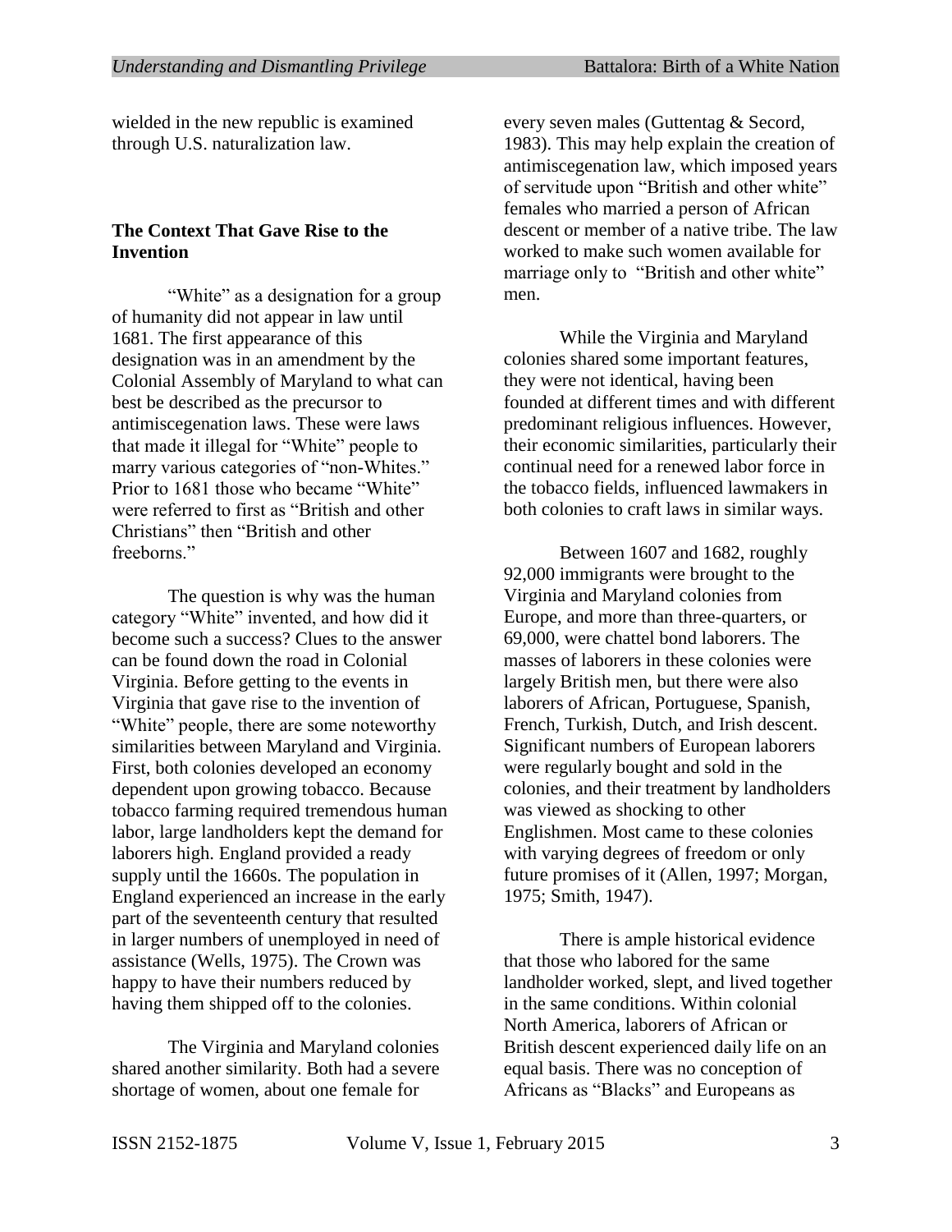wielded in the new republic is examined through U.S. naturalization law.

## The Context That Gave Rise to the Invention

"White" as a designation for a group of humanity did not appear in law until 1681. The first appearance of this designation was in an amendment by the Colonial Assembly of Maryland to what can best be described as the precursor to antimiscegenation laws. These were laws that made it illegal for "White" people to marry various categories of "non-Whites." Prior to 1681 those who became "White" were referred to first as "British and other Christians" then "British and other freeborns."

The question is why was the human category "White" invented, and how did it become such a success? Clues to the answer can be found down the road in Colonial Virginia. Before getting to the events in Virginia that gave rise to the invention of "White" people, there are some noteworthy similarities between Maryland and Virginia. First, both colonies developed an economy dependent upon growing tobacco. Because tobacco farming required tremendous human labor, large landholders kept the demand for laborers high. England provided a ready supply until the 1660s. The population in England experienced an increase in the early part of the seventeenth century that resulted in larger numbers of unemployed in need of assistance (Wells, 1975). The Crown was happy to have their numbers reduced by having them shipped off to the colonies.

The Virginia and Maryland colonies shared another similarity. Both had a severe shortage of women, about one female for every seven males (Guttentag & Secord, 1983). This may help explain the creation of antimiscegenation law, which imposed years of servitude upon "British and other white" females who married a person of African descent or member of a native tribe. The law worked to make such women available for marriage only to "British and other white" men.

While the Virginia and Maryland colonies shared some important features, they were not identical, having been founded at different times and with different predominant religious influences. However, their economic similarities, particularly their continual need for a renewed labor force in the tobacco fields, influenced lawmakers in both colonies to craft laws in similar ways.

Between 1607 and 1682, roughly 92,000 immigrants were brought to the Virginia and Maryland colonies from Europe, and more than three-quarters, or 69,000, were chattel bond laborers. The masses of laborers in these colonies were largely British men, but there were also laborers of African, Portuguese, Spanish, French, Turkish, Dutch, and Irish descent. Significant numbers of European laborers were regularly bought and sold in the colonies, and their treatment by landholders was viewed as shocking to other Englishmen. Most came to these colonies with varying degrees of freedom or only future promises of it (Allen, 1997; Morgan, 1975; Smith, 1947).

There is ample historical evidence that those who labored for the same landholder worked, slept, and lived together in the same conditions. Within colonial North America, laborers of African or British descent experienced daily life on an equal basis. There was no conception of Africans as "Blacks" and Europeans as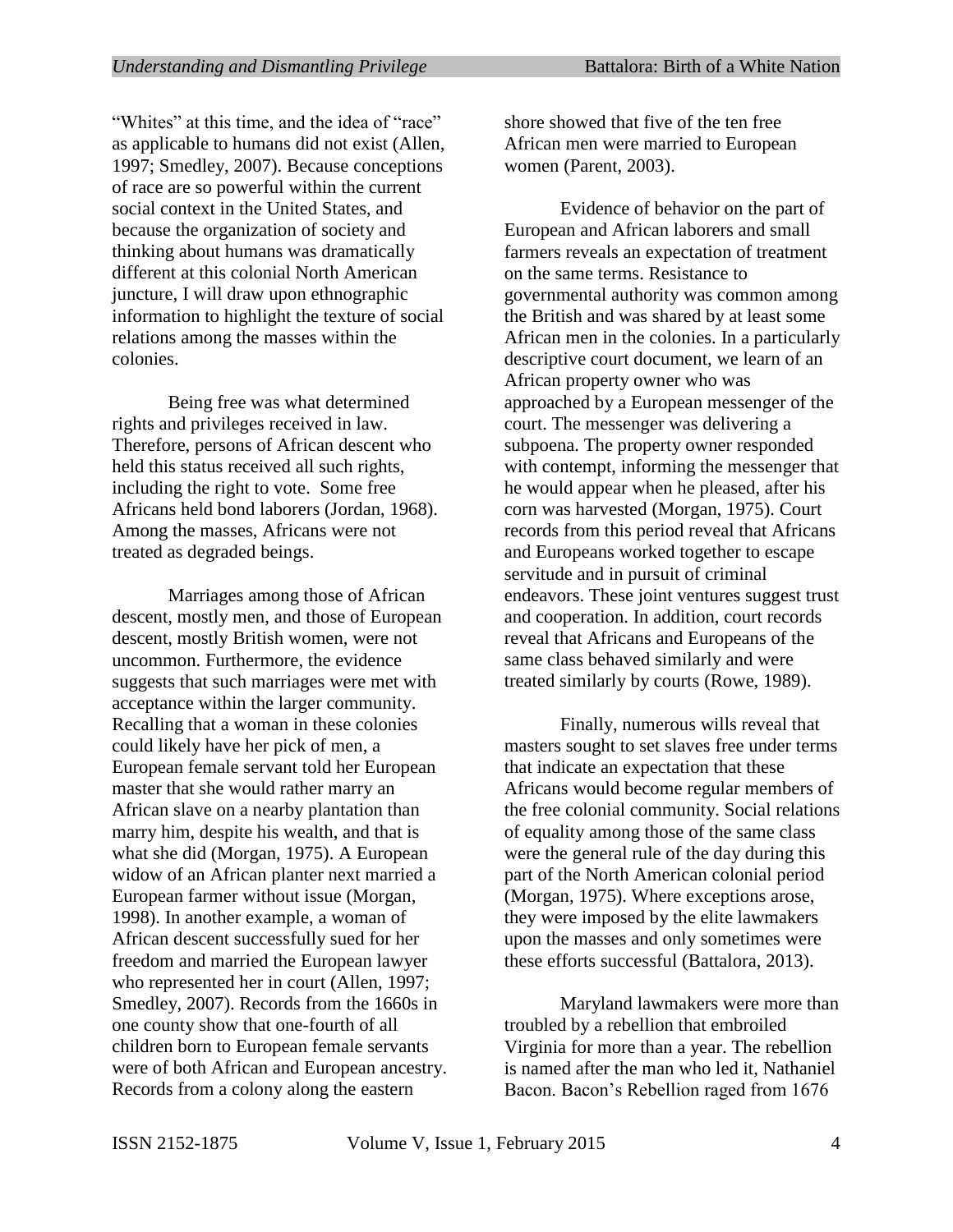"Whites" at this time, and the idea of "race" as applicable to humans did not exist (Allen, 1997; Smedley, 2007). Because conceptions of race are so powerful within the current social context in the United States, and because the organization of society and thinking about humans was dramatically different at this colonial North American juncture, I will draw upon ethnographic information to highlight the texture of social relations among the masses within the colonies.

Being free was what determined rights and privileges received in law. Therefore, persons of African descent who held this status received all such rights, including the right to vote. Some free Africans held bond laborers (Jordan, 1968). Among the masses, Africans were not treated as degraded beings.

Marriages among those of African descent, mostly men, and those of European descent, mostly British women, were not uncommon. Furthermore, the evidence suggests that such marriages were met with acceptance within the larger community. Recalling that a woman in these colonies could likely have her pick of men, a European female servant told her European master that she would rather marry an African slave on a nearby plantation than marry him, despite his wealth, and that is what she did (Morgan, 1975). A European widow of an African planter next married a European farmer without issue (Morgan, 1998). In another example, a woman of African descent successfully sued for her freedom and married the European lawyer who represented her in court (Allen, 1997; Smedley, 2007). Records from the 1660s in one county show that one-fourth of all children born to European female servants were of both African and European ancestry. Records from a colony along the eastern shore showed that five of the ten free African men were married to European women (Parent, 2003).

Evidence of behavior on the part of European and African laborers and small farmers reveals an expectation of treatment on the same terms. Resistance to governmental authority was common among the British and was shared by at least some African men in the colonies. In a particularly descriptive court document, we learn of an African property owner who was approached by a European messenger of the court. The messenger was delivering a subpoena. The property owner responded with contempt, informing the messenger that he would appear when he pleased, after his corn was harvested (Morgan, 1975). Court records from this period reveal that Africans and Europeans worked together to escape servitude and in pursuit of criminal endeavors. These joint ventures suggest trust and cooperation. In addition, court records reveal that Africans and Europeans of the same class behaved similarly and were treated similarly by courts (Rowe, 1989).

Finally, numerous wills reveal that masters sought to set slaves free under terms that indicate an expectation that these Africans would become regular members of the free colonial community. Social relations of equality among those of the same class were the general rule of the day during this part of the North American colonial period (Morgan, 1975). Where exceptions arose, they were imposed by the elite lawmakers upon the masses and only sometimes were these efforts successful (Battalora, 2013).

Maryland lawmakers were more than troubled by a rebellion that embroiled Virginia for more than a year. The rebellion is named after the man who led it, Nathaniel Bacon. Bacon's Rebellion raged from 1676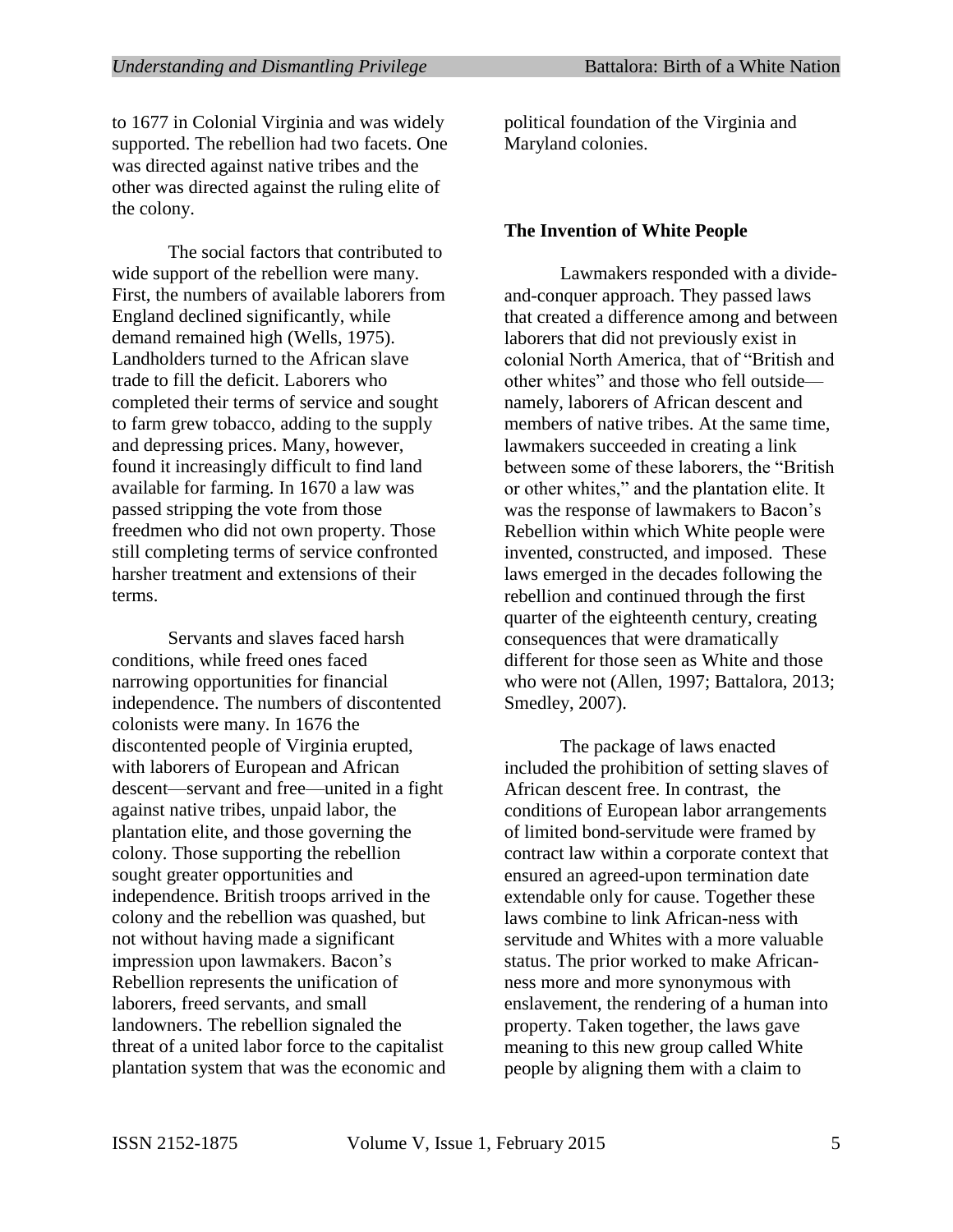to 1677 in Colonial Virginia and was widely supported. The rebellion had two facets. One was directed against native tribes and the other was directed against the ruling elite of the colony.

The social factors that contributed to wide support of the rebellion were many. First, the numbers of available laborers from England declined significantly, while demand remained high (Wells, 1975). Landholders turned to the African slave trade to fill the deficit. Laborers who completed their terms of service and sought to farm grew tobacco, adding to the supply and depressing prices. Many, however, found it increasingly difficult to find land available for farming. In 1670 a law was passed stripping the vote from those freedmen who did not own property. Those still completing terms of service confronted harsher treatment and extensions of their terms.

Servants and slaves faced harsh conditions, while freed ones faced narrowing opportunities for financial independence. The numbers of discontented colonists were many. In 1676 the discontented people of Virginia erupted, with laborers of European and African descent—servant and free—united in a fight against native tribes, unpaid labor, the plantation elite, and those governing the colony. Those supporting the rebellion sought greater opportunities and independence. British troops arrived in the colony and the rebellion was quashed, but not without having made a significant impression upon lawmakers. Bacon's Rebellion represents the unification of laborers, freed servants, and small landowners. The rebellion signaled the threat of a united labor force to the capitalist plantation system that was the economic and political foundation of the Virginia and Maryland colonies.

**The Invention of White People**

Lawmakers responded with a divide-and-conquer approach. They passed laws that created a difference among and between laborers that did not previously exist in colonial North America, that of "British and other whites" and those who fell outside—namely, laborers of African descent and members of native tribes. At the same time, lawmakers succeeded in creating a link between some of these laborers, the "British or other whites," and the plantation elite. It was the response of lawmakers to Bacon's Rebellion within which White people were invented, constructed, and imposed. These laws emerged in the decades following the rebellion and continued through the first quarter of the eighteenth century, creating consequences that were dramatically different for those seen as White and those who were not (Allen, 1997; Battalora, 2013; Smedley, 2007).

The package of laws enacted included the prohibition of setting slaves of African descent free. In contrast, the conditions of European labor arrangements of limited bond-servitude were framed by contract law within a corporate context that ensured an agreed-upon termination date extendable only for cause. Together these laws combine to link African-ness with servitude and Whites with a more valuable status. The prior worked to make African-ness more and more synonymous with enslavement, the rendering of a human into property. Taken together, the laws gave meaning to this new group called White people by aligning them with a claim to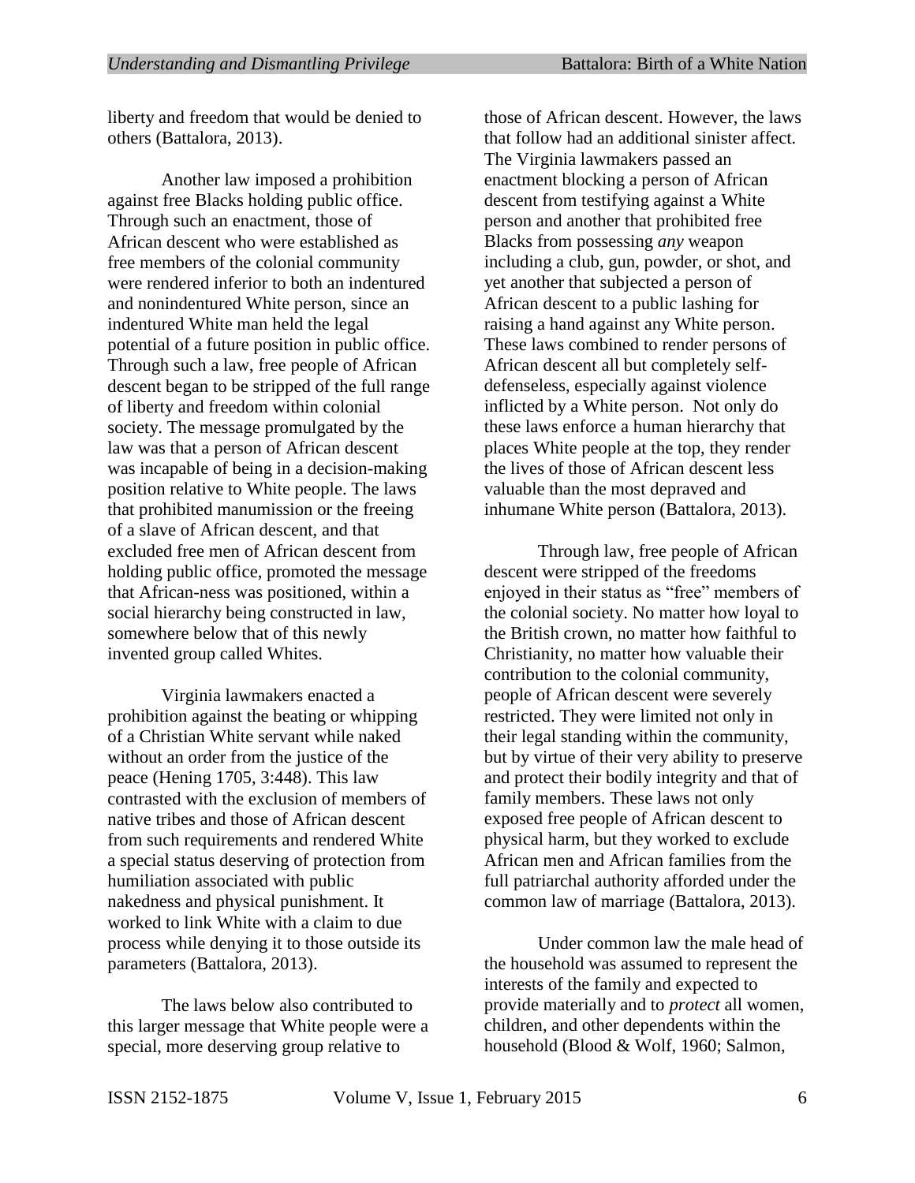liberty and freedom that would be denied to others (Battalora, 2013).

Another law imposed a prohibition against free Blacks holding public office. Through such an enactment, those of African descent who were established as free members of the colonial community were rendered inferior to both an indentured and nonindentured White person, since an indentured White man held the legal potential of a future position in public office. Through such a law, free people of African descent began to be stripped of the full range of liberty and freedom within colonial society. The message promulgated by the law was that a person of African descent was incapable of being in a decision-making position relative to White people. The laws that prohibited manumission or the freeing of a slave of African descent, and that excluded free men of African descent from holding public office, promoted the message that African-ness was positioned, within a social hierarchy being constructed in law, somewhere below that of this newly invented group called Whites.

Virginia lawmakers enacted a prohibition against the beating or whipping of a Christian White servant while naked without an order from the justice of the peace (Hening 1705, 3:448). This law contrasted with the exclusion of members of native tribes and those of African descent from such requirements and rendered White a special status deserving of protection from humiliation associated with public nakedness and physical punishment. It worked to link White with a claim to due process while denying it to those outside its parameters (Battalora, 2013).

The laws below also contributed to this larger message that White people were a special, more deserving group relative to those of African descent. However, the laws that follow had an additional sinister affect. The Virginia lawmakers passed an enactment blocking a person of African descent from testifying against a White person and another that prohibited free Blacks from possessing *any* weapon including a club, gun, powder, or shot, and yet another that subjected a person of African descent to a public lashing for raising a hand against any White person. These laws combined to render persons of African descent all but completely self-defenseless, especially against violence inflicted by a White person. Not only do these laws enforce a human hierarchy that places White people at the top, they render the lives of those of African descent less valuable than the most depraved and inhumane White person (Battalora, 2013).

Through law, free people of African descent were stripped of the freedoms enjoyed in their status as "free" members of the colonial society. No matter how loyal to the British crown, no matter how faithful to Christianity, no matter how valuable their contribution to the colonial community, people of African descent were severely restricted. They were limited not only in their legal standing within the community, but by virtue of their very ability to preserve and protect their bodily integrity and that of family members. These laws not only exposed free people of African descent to physical harm, but they worked to exclude African men and African families from the full patriarchal authority afforded under the common law of marriage (Battalora, 2013).

Under common law the male head of the household was assumed to represent the interests of the family and expected to provide materially and to *protect* all women, children, and other dependents within the household (Blood & Wolf, 1960; Salmon,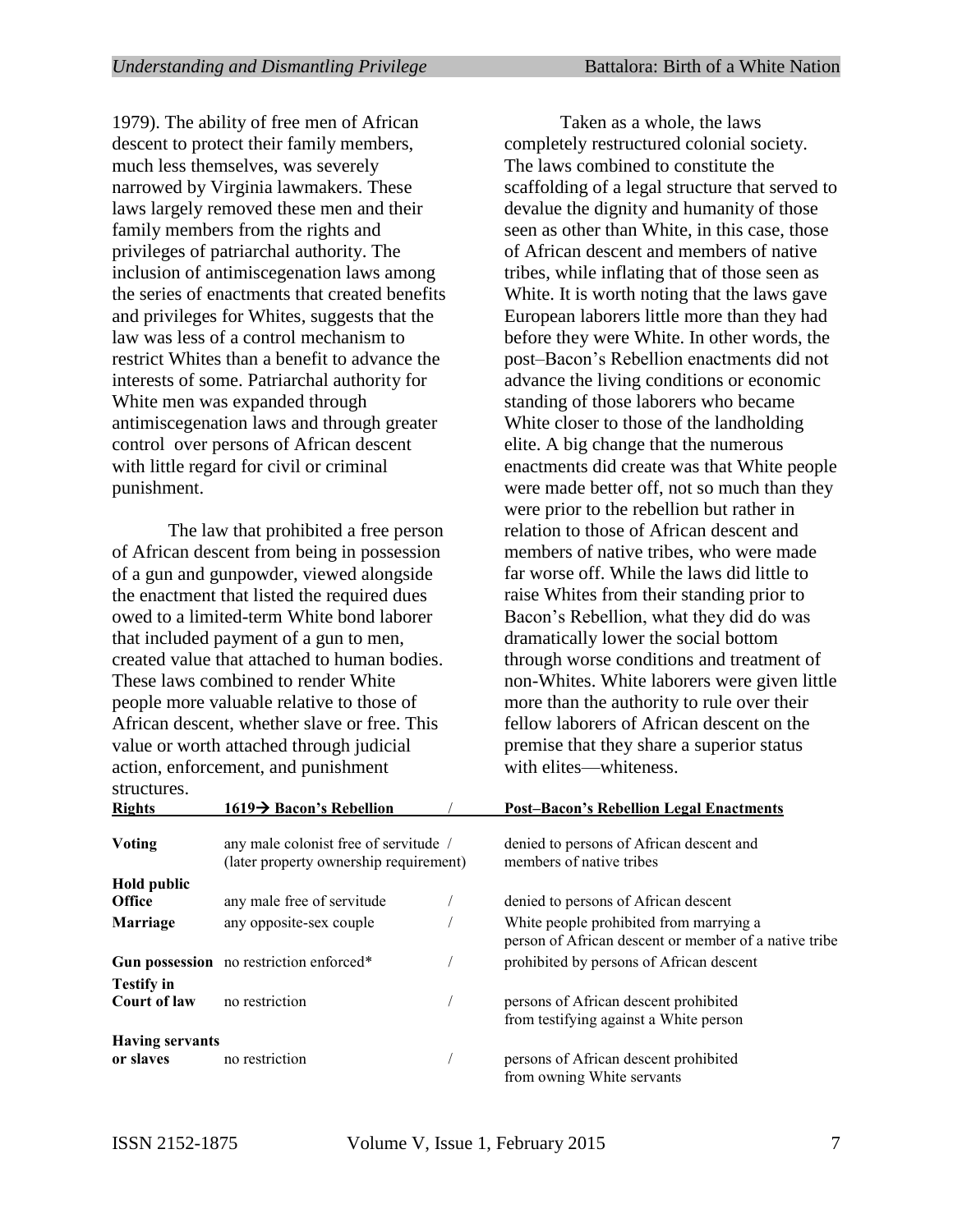1979). The ability of free men of African descent to protect their family members, much less themselves, was severely narrowed by Virginia lawmakers. These laws largely removed these men and their family members from the rights and privileges of patriarchal authority. The inclusion of antimiscegenation laws among the series of enactments that created benefits and privileges for Whites, suggests that the law was less of a control mechanism to restrict Whites than a benefit to advance the interests of some. Patriarchal authority for White men was expanded through antimiscegenation laws and through greater control over persons of African descent with little regard for civil or criminal punishment.

The law that prohibited a free person of African descent from being in possession of a gun and gunpowder, viewed alongside the enactment that listed the required dues owed to a limited-term White bond laborer that included payment of a gun to men, created value that attached to human bodies. These laws combined to render White people more valuable relative to those of African descent, whether slave or free. This value or worth attached through judicial action, enforcement, and punishment structures.

Taken as a whole, the laws completely restructured colonial society. The laws combined to constitute the scaffolding of a legal structure that served to devalue the dignity and humanity of those seen as other than White, in this case, those of African descent and members of native tribes, while inflating that of those seen as White. It is worth noting that the laws gave European laborers little more than they had before they were White. In other words, the post–Bacon's Rebellion enactments did not advance the living conditions or economic standing of those laborers who became White closer to those of the landholding elite. A big change that the numerous enactments did create was that White people were made better off, not so much than they were prior to the rebellion but rather in relation to those of African descent and members of native tribes, who were made far worse off. While the laws did little to raise Whites from their standing prior to Bacon's Rebellion, what they did do was dramatically lower the social bottom through worse conditions and treatment of non-Whites. White laborers were given little more than the authority to rule over their fellow laborers of African descent on the premise that they share a superior status with elites—whiteness.

| Rights | 1619→ Bacon's Rebellion | / | Post–Bacon's Rebellion Legal Enactments |
|---|---|---|---|
| **Voting** | any male colonist free of servitude (later property ownership requirement) | / | denied to persons of African descent and members of native tribes |
| **Hold public Office** | any male free of servitude | / | denied to persons of African descent |
| **Marriage** | any opposite-sex couple | / | White people prohibited from marrying a person of African descent or member of a native tribe |
| **Gun possession** | no restriction enforced* | / | prohibited by persons of African descent |
| **Testify in Court of law** | no restriction | / | persons of African descent prohibited from testifying against a White person |
| **Having servants or slaves** | no restriction | / | persons of African descent prohibited from owning White servants |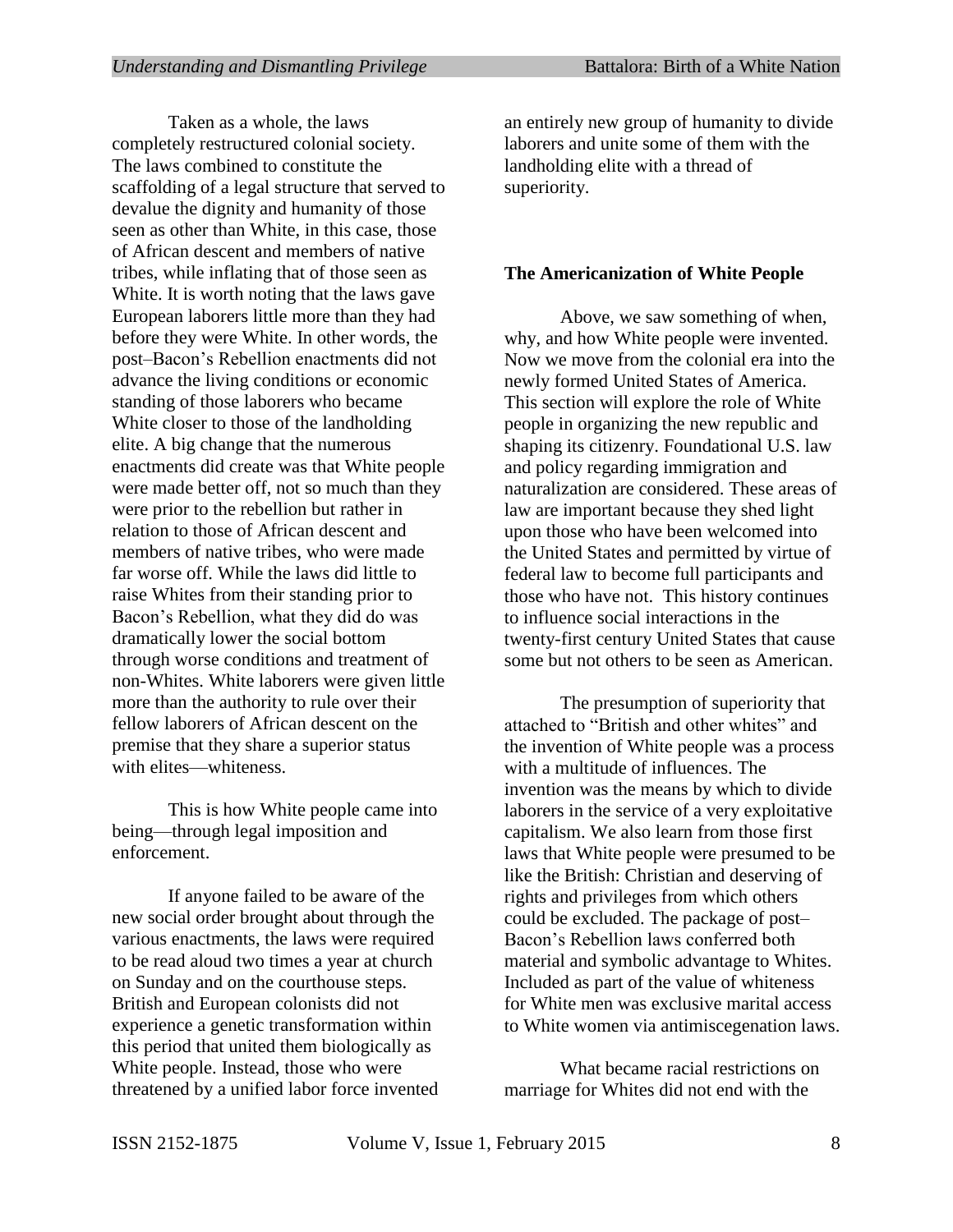Taken as a whole, the laws completely restructured colonial society. The laws combined to constitute the scaffolding of a legal structure that served to devalue the dignity and humanity of those seen as other than White, in this case, those of African descent and members of native tribes, while inflating that of those seen as White. It is worth noting that the laws gave European laborers little more than they had before they were White. In other words, the post–Bacon's Rebellion enactments did not advance the living conditions or economic standing of those laborers who became White closer to those of the landholding elite. A big change that the numerous enactments did create was that White people were made better off, not so much than they were prior to the rebellion but rather in relation to those of African descent and members of native tribes, who were made far worse off. While the laws did little to raise Whites from their standing prior to Bacon's Rebellion, what they did do was dramatically lower the social bottom through worse conditions and treatment of non-Whites. White laborers were given little more than the authority to rule over their fellow laborers of African descent on the premise that they share a superior status with elites—whiteness.

This is how White people came into being—through legal imposition and enforcement.

If anyone failed to be aware of the new social order brought about through the various enactments, the laws were required to be read aloud two times a year at church on Sunday and on the courthouse steps. British and European colonists did not experience a genetic transformation within this period that united them biologically as White people. Instead, those who were threatened by a unified labor force invented an entirely new group of humanity to divide laborers and unite some of them with the landholding elite with a thread of superiority.

**The Americanization of White People**

Above, we saw something of when, why, and how White people were invented. Now we move from the colonial era into the newly formed United States of America. This section will explore the role of White people in organizing the new republic and shaping its citizenry. Foundational U.S. law and policy regarding immigration and naturalization are considered. These areas of law are important because they shed light upon those who have been welcomed into the United States and permitted by virtue of federal law to become full participants and those who have not. This history continues to influence social interactions in the twenty-first century United States that cause some but not others to be seen as American.

The presumption of superiority that attached to "British and other whites" and the invention of White people was a process with a multitude of influences. The invention was the means by which to divide laborers in the service of a very exploitative capitalism. We also learn from those first laws that White people were presumed to be like the British: Christian and deserving of rights and privileges from which others could be excluded. The package of post–Bacon's Rebellion laws conferred both material and symbolic advantage to Whites. Included as part of the value of whiteness for White men was exclusive marital access to White women via antimiscegenation laws.

What became racial restrictions on marriage for Whites did not end with the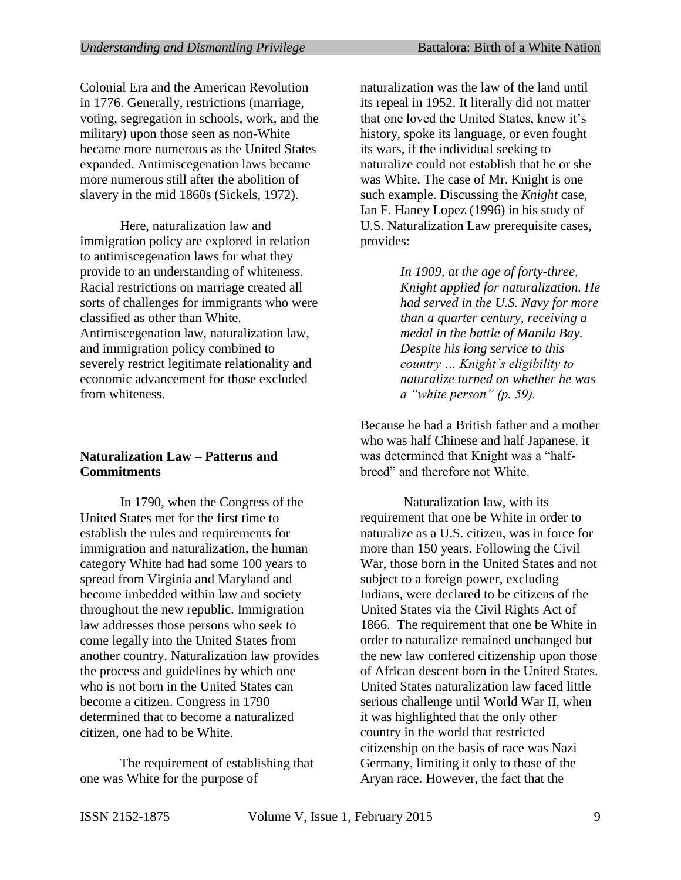Colonial Era and the American Revolution in 1776. Generally, restrictions (marriage, voting, segregation in schools, work, and the military) upon those seen as non-White became more numerous as the United States expanded. Antimiscegenation laws became more numerous still after the abolition of slavery in the mid 1860s (Sickels, 1972).

Here, naturalization law and immigration policy are explored in relation to antimiscegenation laws for what they provide to an understanding of whiteness. Racial restrictions on marriage created all sorts of challenges for immigrants who were classified as other than White. Antimiscegenation law, naturalization law, and immigration policy combined to severely restrict legitimate relationality and economic advancement for those excluded from whiteness.

**Naturalization Law – Patterns and Commitments**

In 1790, when the Congress of the United States met for the first time to establish the rules and requirements for immigration and naturalization, the human category White had had some 100 years to spread from Virginia and Maryland and become imbedded within law and society throughout the new republic. Immigration law addresses those persons who seek to come legally into the United States from another country. Naturalization law provides the process and guidelines by which one who is not born in the United States can become a citizen. Congress in 1790 determined that to become a naturalized citizen, one had to be White.

The requirement of establishing that one was White for the purpose of naturalization was the law of the land until its repeal in 1952. It literally did not matter that one loved the United States, knew it's history, spoke its language, or even fought its wars, if the individual seeking to naturalize could not establish that he or she was White. The case of Mr. Knight is one such example. Discussing the *Knight* case, Ian F. Haney Lopez (1996) in his study of U.S. Naturalization Law prerequisite cases, provides:

> *In 1909, at the age of forty-three, Knight applied for naturalization. He had served in the U.S. Navy for more than a quarter century, receiving a medal in the battle of Manila Bay. Despite his long service to this country … Knight's eligibility to naturalize turned on whether he was a "white person" (p. 59).*

Because he had a British father and a mother who was half Chinese and half Japanese, it was determined that Knight was a "half-breed" and therefore not White.

Naturalization law, with its requirement that one be White in order to naturalize as a U.S. citizen, was in force for more than 150 years. Following the Civil War, those born in the United States and not subject to a foreign power, excluding Indians, were declared to be citizens of the United States via the Civil Rights Act of 1866. The requirement that one be White in order to naturalize remained unchanged but the new law confered citizenship upon those of African descent born in the United States. United States naturalization law faced little serious challenge until World War II, when it was highlighted that the only other country in the world that restricted citizenship on the basis of race was Nazi Germany, limiting it only to those of the Aryan race. However, the fact that the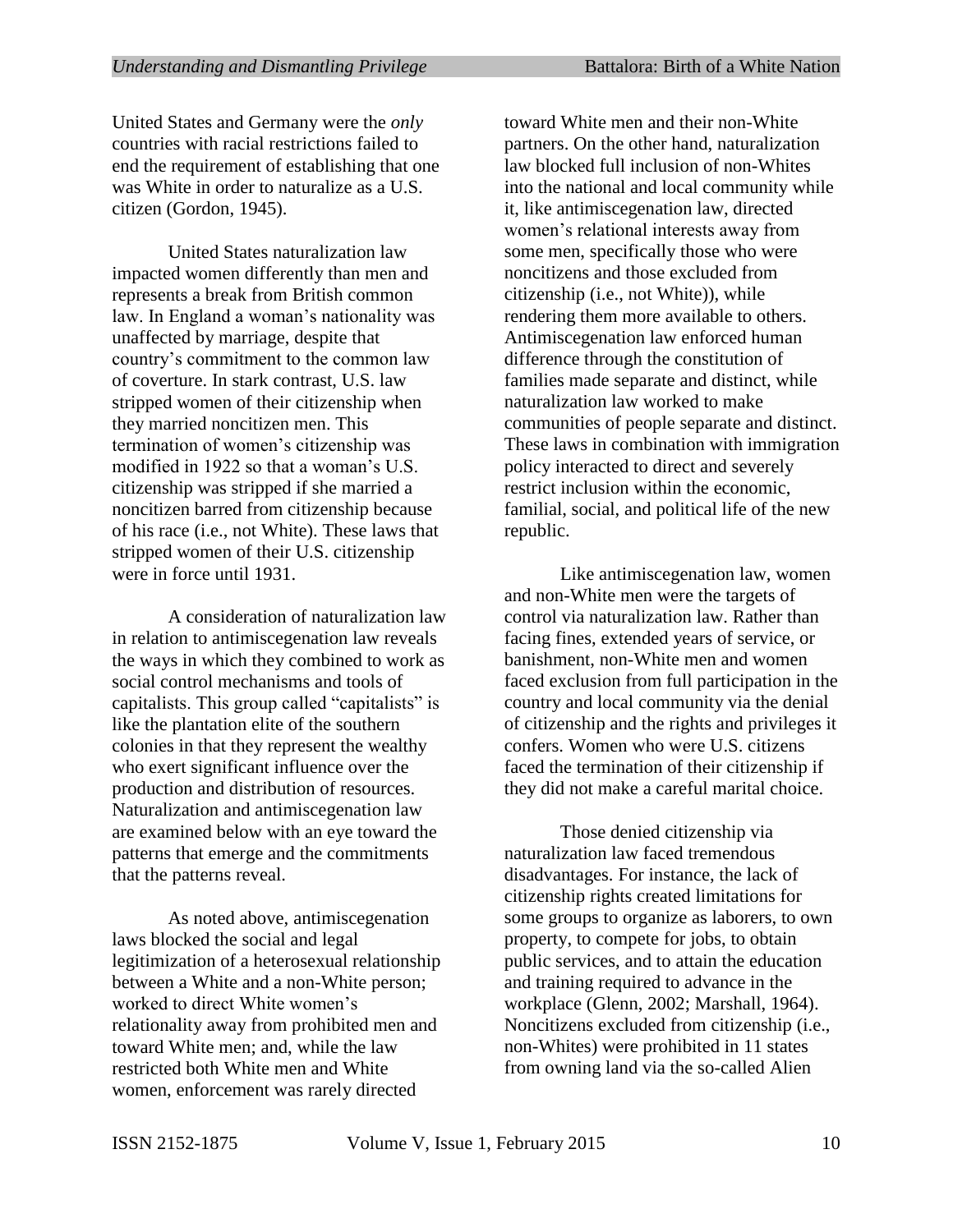United States and Germany were the *only* countries with racial restrictions failed to end the requirement of establishing that one was White in order to naturalize as a U.S. citizen (Gordon, 1945).

United States naturalization law impacted women differently than men and represents a break from British common law. In England a woman's nationality was unaffected by marriage, despite that country's commitment to the common law of coverture. In stark contrast, U.S. law stripped women of their citizenship when they married noncitizen men. This termination of women's citizenship was modified in 1922 so that a woman's U.S. citizenship was stripped if she married a noncitizen barred from citizenship because of his race (i.e., not White). These laws that stripped women of their U.S. citizenship were in force until 1931.

A consideration of naturalization law in relation to antimiscegenation law reveals the ways in which they combined to work as social control mechanisms and tools of capitalists. This group called "capitalists" is like the plantation elite of the southern colonies in that they represent the wealthy who exert significant influence over the production and distribution of resources. Naturalization and antimiscegenation law are examined below with an eye toward the patterns that emerge and the commitments that the patterns reveal.

As noted above, antimiscegenation laws blocked the social and legal legitimization of a heterosexual relationship between a White and a non-White person; worked to direct White women's relationality away from prohibited men and toward White men; and, while the law restricted both White men and White women, enforcement was rarely directed toward White men and their non-White partners. On the other hand, naturalization law blocked full inclusion of non-Whites into the national and local community while it, like antimiscegenation law, directed women's relational interests away from some men, specifically those who were noncitizens and those excluded from citizenship (i.e., not White)), while rendering them more available to others. Antimiscegenation law enforced human difference through the constitution of families made separate and distinct, while naturalization law worked to make communities of people separate and distinct. These laws in combination with immigration policy interacted to direct and severely restrict inclusion within the economic, familial, social, and political life of the new republic.

Like antimiscegenation law, women and non-White men were the targets of control via naturalization law. Rather than facing fines, extended years of service, or banishment, non-White men and women faced exclusion from full participation in the country and local community via the denial of citizenship and the rights and privileges it confers. Women who were U.S. citizens faced the termination of their citizenship if they did not make a careful marital choice.

Those denied citizenship via naturalization law faced tremendous disadvantages. For instance, the lack of citizenship rights created limitations for some groups to organize as laborers, to own property, to compete for jobs, to obtain public services, and to attain the education and training required to advance in the workplace (Glenn, 2002; Marshall, 1964). Noncitizens excluded from citizenship (i.e., non-Whites) were prohibited in 11 states from owning land via the so-called Alien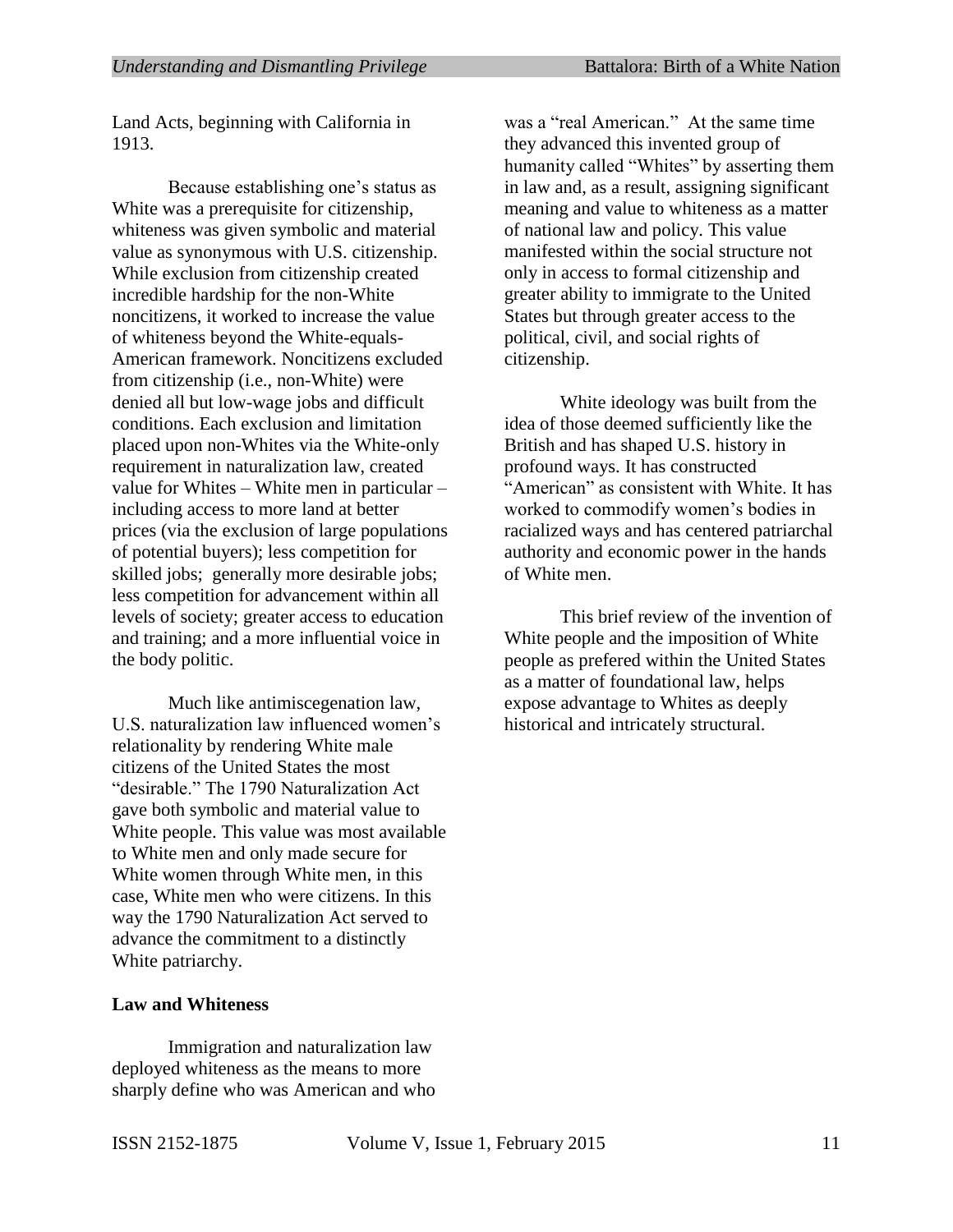Land Acts, beginning with California in 1913.

Because establishing one's status as White was a prerequisite for citizenship, whiteness was given symbolic and material value as synonymous with U.S. citizenship. While exclusion from citizenship created incredible hardship for the non-White noncitizens, it worked to increase the value of whiteness beyond the White-equals-American framework. Noncitizens excluded from citizenship (i.e., non-White) were denied all but low-wage jobs and difficult conditions. Each exclusion and limitation placed upon non-Whites via the White-only requirement in naturalization law, created value for Whites – White men in particular – including access to more land at better prices (via the exclusion of large populations of potential buyers); less competition for skilled jobs; generally more desirable jobs; less competition for advancement within all levels of society; greater access to education and training; and a more influential voice in the body politic.

Much like antimiscegenation law, U.S. naturalization law influenced women's relationality by rendering White male citizens of the United States the most "desirable." The 1790 Naturalization Act gave both symbolic and material value to White people. This value was most available to White men and only made secure for White women through White men, in this case, White men who were citizens. In this way the 1790 Naturalization Act served to advance the commitment to a distinctly White patriarchy.

## Law and Whiteness

Immigration and naturalization law deployed whiteness as the means to more sharply define who was American and who was a "real American." At the same time they advanced this invented group of humanity called "Whites" by asserting them in law and, as a result, assigning significant meaning and value to whiteness as a matter of national law and policy. This value manifested within the social structure not only in access to formal citizenship and greater ability to immigrate to the United States but through greater access to the political, civil, and social rights of citizenship.

White ideology was built from the idea of those deemed sufficiently like the British and has shaped U.S. history in profound ways. It has constructed "American" as consistent with White. It has worked to commodify women's bodies in racialized ways and has centered patriarchal authority and economic power in the hands of White men.

This brief review of the invention of White people and the imposition of White people as prefered within the United States as a matter of foundational law, helps expose advantage to Whites as deeply historical and intricately structural.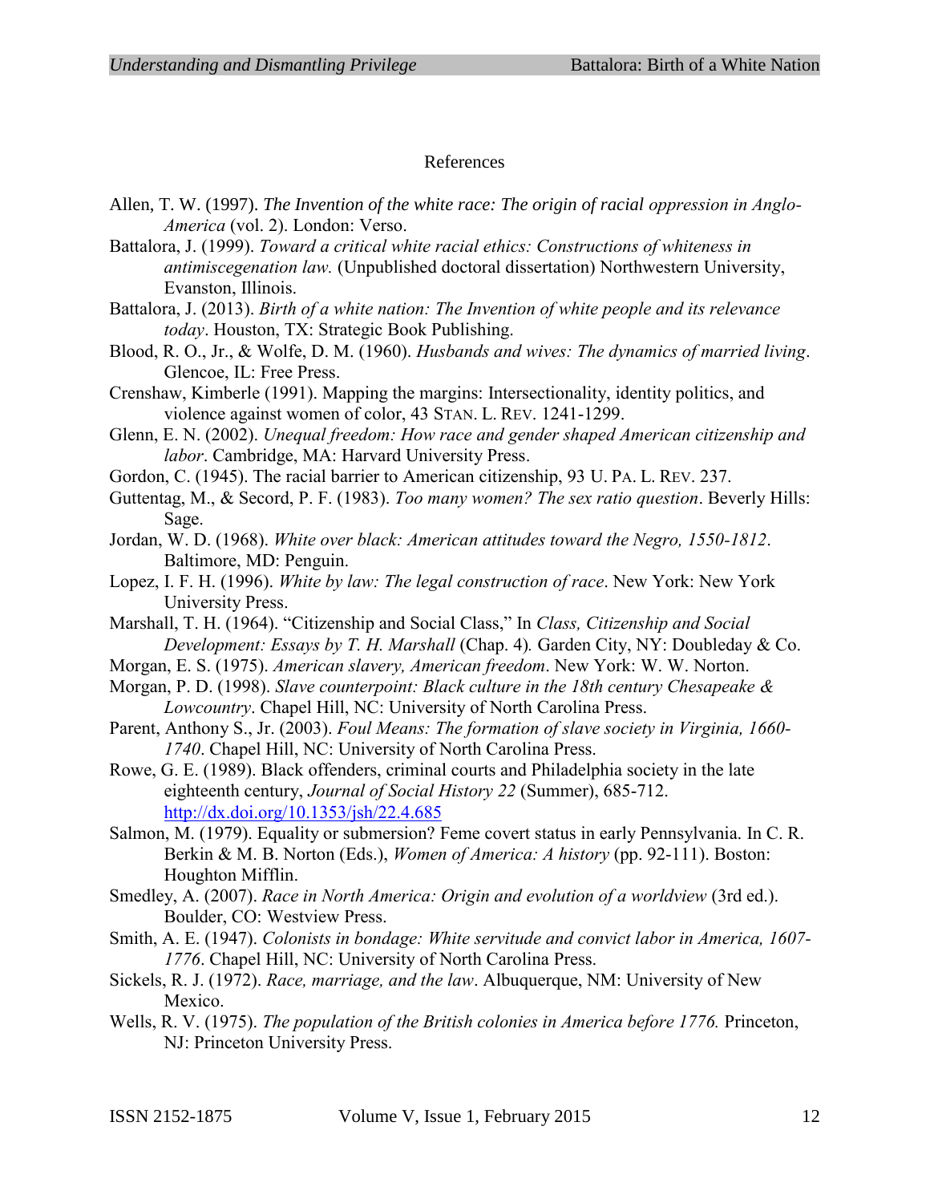## References

Allen, T. W. (1997). *The Invention of the white race: The origin of racial oppression in Anglo-America* (vol. 2). London: Verso.

Battalora, J. (1999). *Toward a critical white racial ethics: Constructions of whiteness in antimiscegenation law.* (Unpublished doctoral dissertation) Northwestern University, Evanston, Illinois.

Battalora, J. (2013). *Birth of a white nation: The Invention of white people and its relevance today*. Houston, TX: Strategic Book Publishing.

Blood, R. O., Jr., & Wolfe, D. M. (1960). *Husbands and wives: The dynamics of married living*. Glencoe, IL: Free Press.

Crenshaw, Kimberle (1991). Mapping the margins: Intersectionality, identity politics, and violence against women of color, 43 STAN. L. REV. 1241-1299.

Glenn, E. N. (2002). *Unequal freedom: How race and gender shaped American citizenship and labor*. Cambridge, MA: Harvard University Press.

Gordon, C. (1945). The racial barrier to American citizenship, 93 U. PA. L. REV. 237.

Guttentag, M., & Secord, P. F. (1983). *Too many women? The sex ratio question*. Beverly Hills: Sage.

Jordan, W. D. (1968). *White over black: American attitudes toward the Negro, 1550-1812*. Baltimore, MD: Penguin.

Lopez, I. F. H. (1996). *White by law: The legal construction of race*. New York: New York University Press.

Marshall, T. H. (1964). "Citizenship and Social Class," In *Class, Citizenship and Social Development: Essays by T. H. Marshall* (Chap. 4)*.* Garden City, NY: Doubleday & Co.

Morgan, E. S. (1975). *American slavery, American freedom*. New York: W. W. Norton.

Morgan, P. D. (1998). *Slave counterpoint: Black culture in the 18th century Chesapeake & Lowcountry*. Chapel Hill, NC: University of North Carolina Press.

Parent, Anthony S., Jr. (2003). *Foul Means: The formation of slave society in Virginia, 1660-1740*. Chapel Hill, NC: University of North Carolina Press.

Rowe, G. E. (1989). Black offenders, criminal courts and Philadelphia society in the late eighteenth century, *Journal of Social History 22* (Summer), 685-712. http://dx.doi.org/10.1353/jsh/22.4.685

Salmon, M. (1979). Equality or submersion? Feme covert status in early Pennsylvania. In C. R. Berkin & M. B. Norton (Eds.), *Women of America: A history* (pp. 92-111). Boston: Houghton Mifflin.

Smedley, A. (2007). *Race in North America: Origin and evolution of a worldview* (3rd ed.). Boulder, CO: Westview Press.

Smith, A. E. (1947). *Colonists in bondage: White servitude and convict labor in America, 1607-1776*. Chapel Hill, NC: University of North Carolina Press.

Sickels, R. J. (1972). *Race, marriage, and the law*. Albuquerque, NM: University of New Mexico.

Wells, R. V. (1975). *The population of the British colonies in America before 1776.* Princeton, NJ: Princeton University Press.